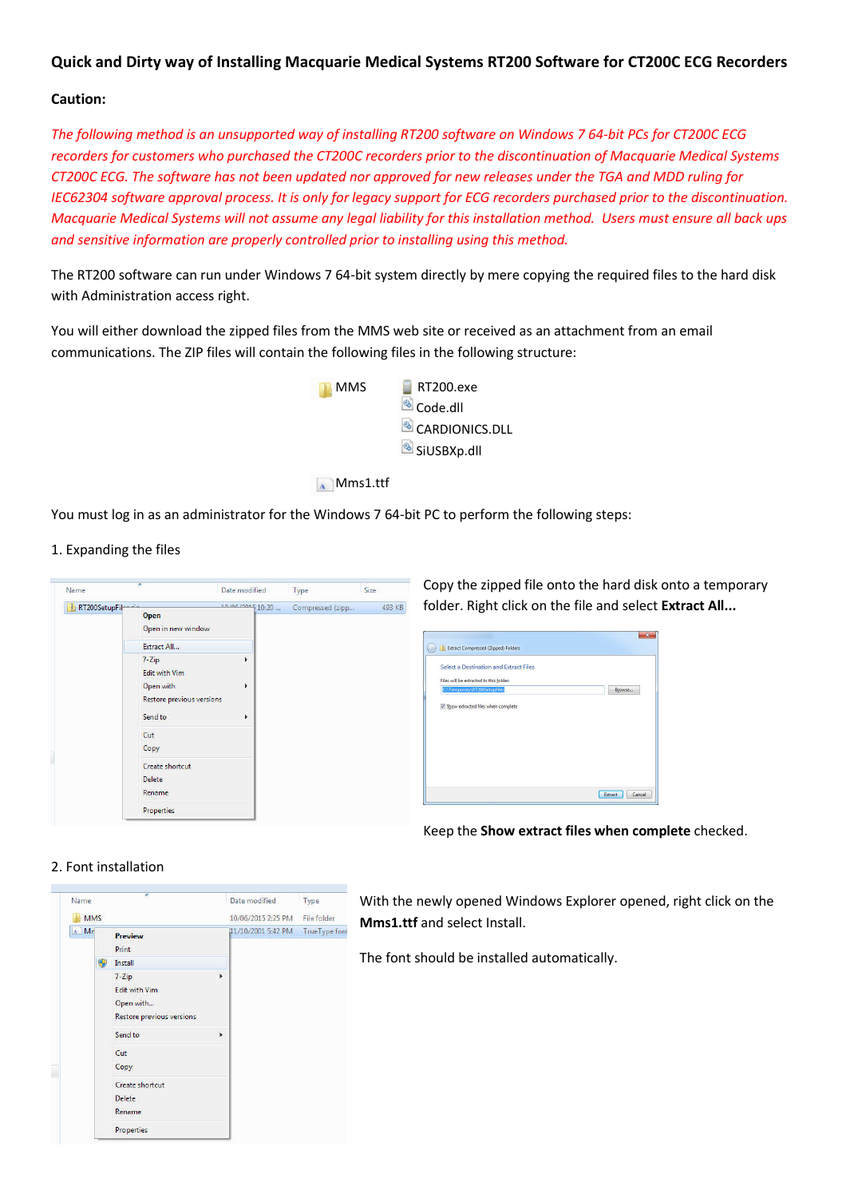## Quick and Dirty way of Installing Macquarie Medical Systems RT200 Software for CT200C ECG Recorders

**Caution:**

*The following method is an unsupported way of installing RT200 software on Windows 7 64-bit PCs for CT200C ECG recorders for customers who purchased the CT200C recorders prior to the discontinuation of Macquarie Medical Systems CT200C ECG. The software has not been updated nor approved for new releases under the TGA and MDD ruling for IEC62304 software approval process. It is only for legacy support for ECG recorders purchased prior to the discontinuation. Macquarie Medical Systems will not assume any legal liability for this installation method. Users must ensure all back ups and sensitive information are properly controlled prior to installing using this method.*

The RT200 software can run under Windows 7 64-bit system directly by mere copying the required files to the hard disk with Administration access right.

You will either download the zipped files from the MMS web site or received as an attachment from an email communications. The ZIP files will contain the following files in the following structure:

- MMS
  - RT200.exe
  - Code.dll
  - CARDIONICS.DLL
  - SiUSBXp.dll
- Mms1.ttf

You must log in as an administrator for the Windows 7 64-bit PC to perform the following steps:

1. Expanding the files

Copy the zipped file onto the hard disk onto a temporary folder. Right click on the file and select **Extract All...**

Keep the **Show extract files when complete** checked.

2. Font installation

With the newly opened Windows Explorer opened, right click on the **Mms1.ttf** and select Install.

The font should be installed automatically.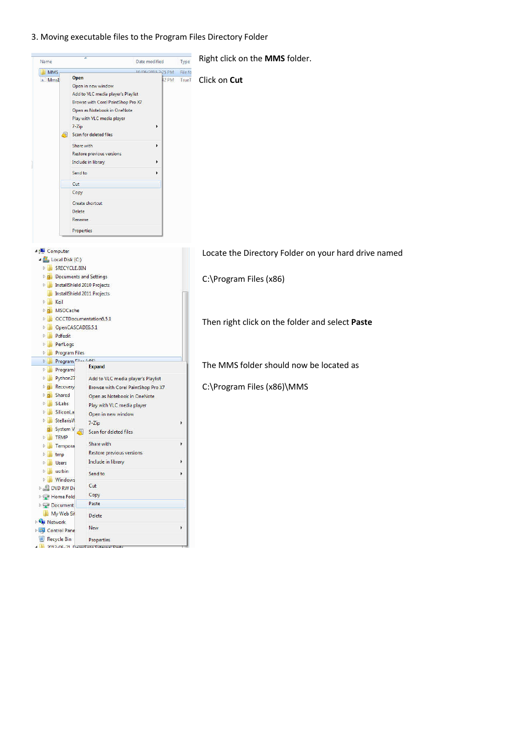3. Moving executable files to the Program Files Directory Folder

Right click on the **MMS** folder.

Click on **Cut**

Locate the Directory Folder on your hard drive named

C:\Program Files (x86)

Then right click on the folder and select **Paste**

The MMS folder should now be located as

C:\Program Files (x86)\MMS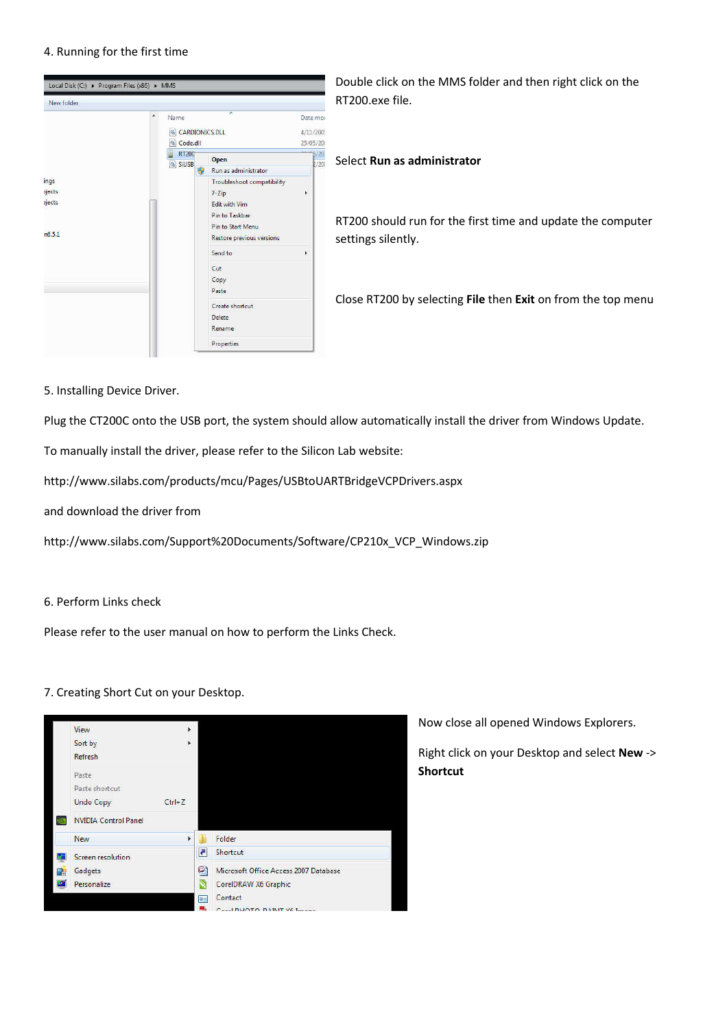4. Running for the first time

Double click on the MMS folder and then right click on the RT200.exe file.

Select **Run as administrator**

RT200 should run for the first time and update the computer settings silently.

Close RT200 by selecting **File** then **Exit** on from the top menu

5. Installing Device Driver.

Plug the CT200C onto the USB port, the system should allow automatically install the driver from Windows Update.

To manually install the driver, please refer to the Silicon Lab website:

http://www.silabs.com/products/mcu/Pages/USBtoUARTBridgeVCPDrivers.aspx

and download the driver from

http://www.silabs.com/Support%20Documents/Software/CP210x_VCP_Windows.zip

6. Perform Links check

Please refer to the user manual on how to perform the Links Check.

7. Creating Short Cut on your Desktop.

Now close all opened Windows Explorers.

Right click on your Desktop and select **New** -> **Shortcut**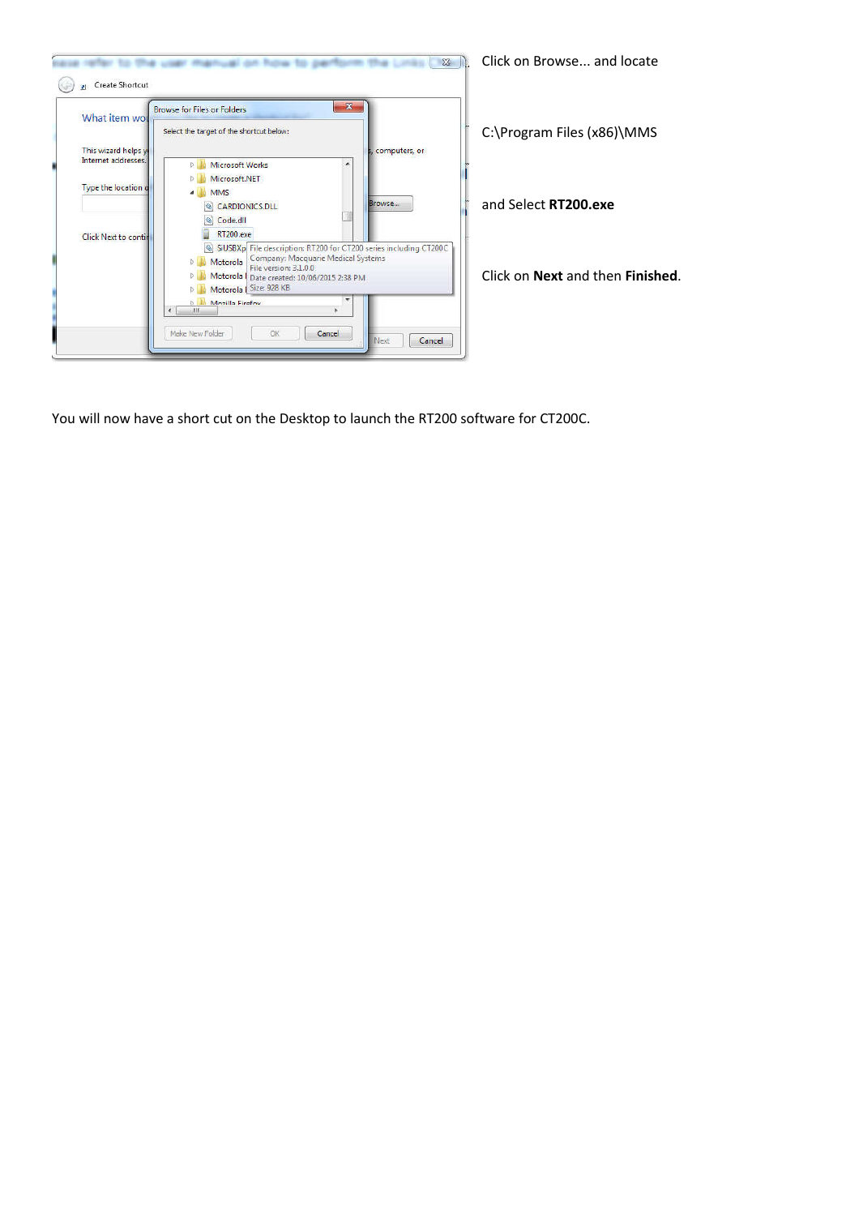Click on Browse... and locate

C:\Program Files (x86)\MMS

and Select **RT200.exe**

Click on **Next** and then **Finished**.

You will now have a short cut on the Desktop to launch the RT200 software for CT200C.